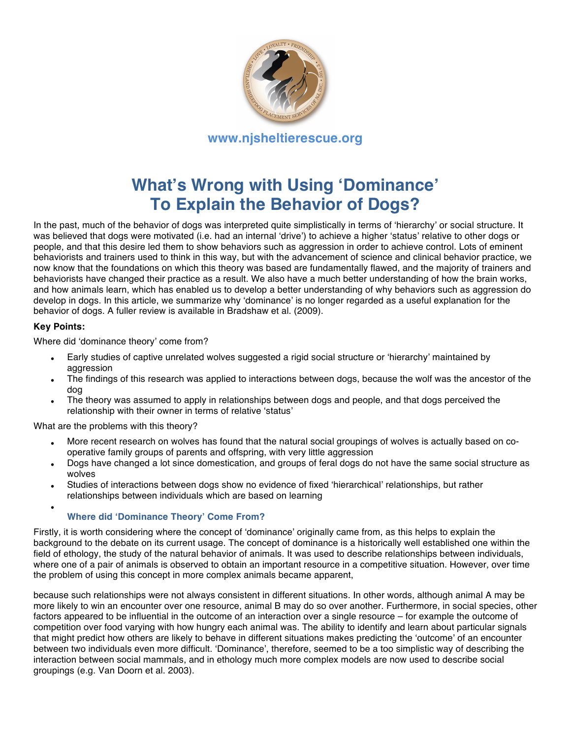www.njsheltierescue.org

# What's Wrong with Using 'Dominance' To Explain the Behavior of Dogs?

In the past, much of the behavior of dogs was interpreted quite simplistically in terms of 'hierarchy' or social structure. It was believed that dogs were motivated (i.e. had an internal 'drive') to achieve a higher 'status' relative to other dogs or people, and that this desire led them to show behaviors such as aggression in order to achieve control. Lots of eminent behaviorists and trainers used to think in this way, but with the advancement of science and clinical behavior practice, we now know that the foundations on which this theory was based are fundamentally flawed, and the majority of trainers and behaviorists have changed their practice as a result. We also have a much better understanding of how the brain works, and how animals learn, which has enabled us to develop a better understanding of why behaviors such as aggression do develop in dogs. In this article, we summarize why 'dominance' is no longer regarded as a useful explanation for the behavior of dogs. A fuller review is available in Bradshaw et al. (2009).

**Key Points:**

Where did 'dominance theory' come from?

- Early studies of captive unrelated wolves suggested a rigid social structure or 'hierarchy' maintained by aggression
- The findings of this research was applied to interactions between dogs, because the wolf was the ancestor of the dog
- The theory was assumed to apply in relationships between dogs and people, and that dogs perceived the relationship with their owner in terms of relative 'status'

What are the problems with this theory?

- More recent research on wolves has found that the natural social groupings of wolves is actually based on co-operative family groups of parents and offspring, with very little aggression
- Dogs have changed a lot since domestication, and groups of feral dogs do not have the same social structure as wolves
- Studies of interactions between dogs show no evidence of fixed 'hierarchical' relationships, but rather relationships between individuals which are based on learning

### Where did 'Dominance Theory' Come From?

Firstly, it is worth considering where the concept of 'dominance' originally came from, as this helps to explain the background to the debate on its current usage. The concept of dominance is a historically well established one within the field of ethology, the study of the natural behavior of animals. It was used to describe relationships between individuals, where one of a pair of animals is observed to obtain an important resource in a competitive situation. However, over time the problem of using this concept in more complex animals became apparent, because such relationships were not always consistent in different situations. In other words, although animal A may be more likely to win an encounter over one resource, animal B may do so over another. Furthermore, in social species, other factors appeared to be influential in the outcome of an interaction over a single resource – for example the outcome of competition over food varying with how hungry each animal was. The ability to identify and learn about particular signals that might predict how others are likely to behave in different situations makes predicting the 'outcome' of an encounter between two individuals even more difficult. 'Dominance', therefore, seemed to be a too simplistic way of describing the interaction between social mammals, and in ethology much more complex models are now used to describe social groupings (e.g. Van Doorn et al. 2003).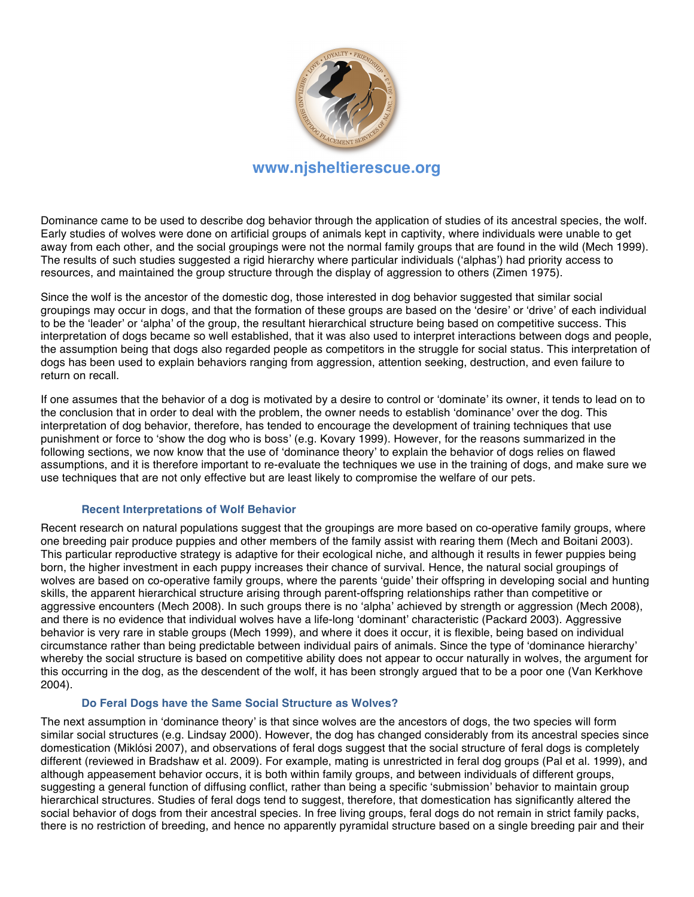Dominance came to be used to describe dog behavior through the application of studies of its ancestral species, the wolf. Early studies of wolves were done on artificial groups of animals kept in captivity, where individuals were unable to get away from each other, and the social groupings were not the normal family groups that are found in the wild (Mech 1999). The results of such studies suggested a rigid hierarchy where particular individuals ('alphas') had priority access to resources, and maintained the group structure through the display of aggression to others (Zimen 1975).

Since the wolf is the ancestor of the domestic dog, those interested in dog behavior suggested that similar social groupings may occur in dogs, and that the formation of these groups are based on the 'desire' or 'drive' of each individual to be the 'leader' or 'alpha' of the group, the resultant hierarchical structure being based on competitive success. This interpretation of dogs became so well established, that it was also used to interpret interactions between dogs and people, the assumption being that dogs also regarded people as competitors in the struggle for social status. This interpretation of dogs has been used to explain behaviors ranging from aggression, attention seeking, destruction, and even failure to return on recall.

If one assumes that the behavior of a dog is motivated by a desire to control or 'dominate' its owner, it tends to lead on to the conclusion that in order to deal with the problem, the owner needs to establish 'dominance' over the dog. This interpretation of dog behavior, therefore, has tended to encourage the development of training techniques that use punishment or force to 'show the dog who is boss' (e.g. Kovary 1999). However, for the reasons summarized in the following sections, we now know that the use of 'dominance theory' to explain the behavior of dogs relies on flawed assumptions, and it is therefore important to re-evaluate the techniques we use in the training of dogs, and make sure we use techniques that are not only effective but are least likely to compromise the welfare of our pets.

### Recent Interpretations of Wolf Behavior

Recent research on natural populations suggest that the groupings are more based on co-operative family groups, where one breeding pair produce puppies and other members of the family assist with rearing them (Mech and Boitani 2003). This particular reproductive strategy is adaptive for their ecological niche, and although it results in fewer puppies being born, the higher investment in each puppy increases their chance of survival. Hence, the natural social groupings of wolves are based on co-operative family groups, where the parents 'guide' their offspring in developing social and hunting skills, the apparent hierarchical structure arising through parent-offspring relationships rather than competitive or aggressive encounters (Mech 2008). In such groups there is no 'alpha' achieved by strength or aggression (Mech 2008), and there is no evidence that individual wolves have a life-long 'dominant' characteristic (Packard 2003). Aggressive behavior is very rare in stable groups (Mech 1999), and where it does it occur, it is flexible, being based on individual circumstance rather than being predictable between individual pairs of animals. Since the type of 'dominance hierarchy' whereby the social structure is based on competitive ability does not appear to occur naturally in wolves, the argument for this occurring in the dog, as the descendent of the wolf, it has been strongly argued that to be a poor one (Van Kerkhove 2004).

### Do Feral Dogs have the Same Social Structure as Wolves?

The next assumption in 'dominance theory' is that since wolves are the ancestors of dogs, the two species will form similar social structures (e.g. Lindsay 2000). However, the dog has changed considerably from its ancestral species since domestication (Miklósi 2007), and observations of feral dogs suggest that the social structure of feral dogs is completely different (reviewed in Bradshaw et al. 2009). For example, mating is unrestricted in feral dog groups (Pal et al. 1999), and although appeasement behavior occurs, it is both within family groups, and between individuals of different groups, suggesting a general function of diffusing conflict, rather than being a specific 'submission' behavior to maintain group hierarchical structures. Studies of feral dogs tend to suggest, therefore, that domestication has significantly altered the social behavior of dogs from their ancestral species. In free living groups, feral dogs do not remain in strict family packs, there is no restriction of breeding, and hence no apparently pyramidal structure based on a single breeding pair and their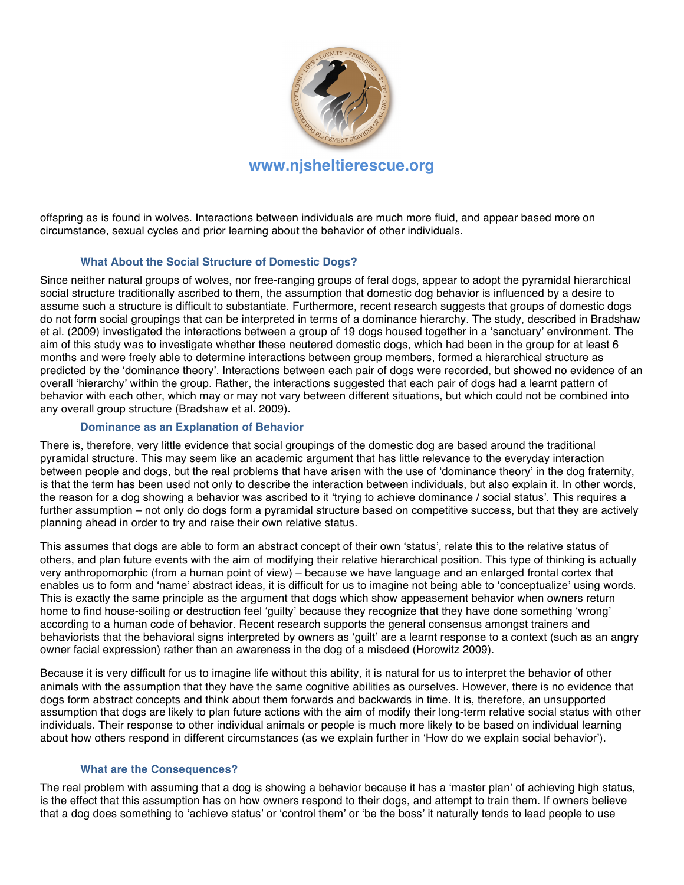offspring as is found in wolves. Interactions between individuals are much more fluid, and appear based more on circumstance, sexual cycles and prior learning about the behavior of other individuals.

### What About the Social Structure of Domestic Dogs?

Since neither natural groups of wolves, nor free-ranging groups of feral dogs, appear to adopt the pyramidal hierarchical social structure traditionally ascribed to them, the assumption that domestic dog behavior is influenced by a desire to assume such a structure is difficult to substantiate. Furthermore, recent research suggests that groups of domestic dogs do not form social groupings that can be interpreted in terms of a dominance hierarchy. The study, described in Bradshaw et al. (2009) investigated the interactions between a group of 19 dogs housed together in a 'sanctuary' environment. The aim of this study was to investigate whether these neutered domestic dogs, which had been in the group for at least 6 months and were freely able to determine interactions between group members, formed a hierarchical structure as predicted by the 'dominance theory'. Interactions between each pair of dogs were recorded, but showed no evidence of an overall 'hierarchy' within the group. Rather, the interactions suggested that each pair of dogs had a learnt pattern of behavior with each other, which may or may not vary between different situations, but which could not be combined into any overall group structure (Bradshaw et al. 2009).

### Dominance as an Explanation of Behavior

There is, therefore, very little evidence that social groupings of the domestic dog are based around the traditional pyramidal structure. This may seem like an academic argument that has little relevance to the everyday interaction between people and dogs, but the real problems that have arisen with the use of 'dominance theory' in the dog fraternity, is that the term has been used not only to describe the interaction between individuals, but also explain it. In other words, the reason for a dog showing a behavior was ascribed to it 'trying to achieve dominance / social status'. This requires a further assumption – not only do dogs form a pyramidal structure based on competitive success, but that they are actively planning ahead in order to try and raise their own relative status.

This assumes that dogs are able to form an abstract concept of their own 'status', relate this to the relative status of others, and plan future events with the aim of modifying their relative hierarchical position. This type of thinking is actually very anthropomorphic (from a human point of view) – because we have language and an enlarged frontal cortex that enables us to form and 'name' abstract ideas, it is difficult for us to imagine not being able to 'conceptualize' using words. This is exactly the same principle as the argument that dogs which show appeasement behavior when owners return home to find house-soiling or destruction feel 'guilty' because they recognize that they have done something 'wrong' according to a human code of behavior. Recent research supports the general consensus amongst trainers and behaviorists that the behavioral signs interpreted by owners as 'guilt' are a learnt response to a context (such as an angry owner facial expression) rather than an awareness in the dog of a misdeed (Horowitz 2009).

Because it is very difficult for us to imagine life without this ability, it is natural for us to interpret the behavior of other animals with the assumption that they have the same cognitive abilities as ourselves. However, there is no evidence that dogs form abstract concepts and think about them forwards and backwards in time. It is, therefore, an unsupported assumption that dogs are likely to plan future actions with the aim of modify their long-term relative social status with other individuals. Their response to other individual animals or people is much more likely to be based on individual learning about how others respond in different circumstances (as we explain further in 'How do we explain social behavior').

### What are the Consequences?

The real problem with assuming that a dog is showing a behavior because it has a 'master plan' of achieving high status, is the effect that this assumption has on how owners respond to their dogs, and attempt to train them. If owners believe that a dog does something to 'achieve status' or 'control them' or 'be the boss' it naturally tends to lead people to use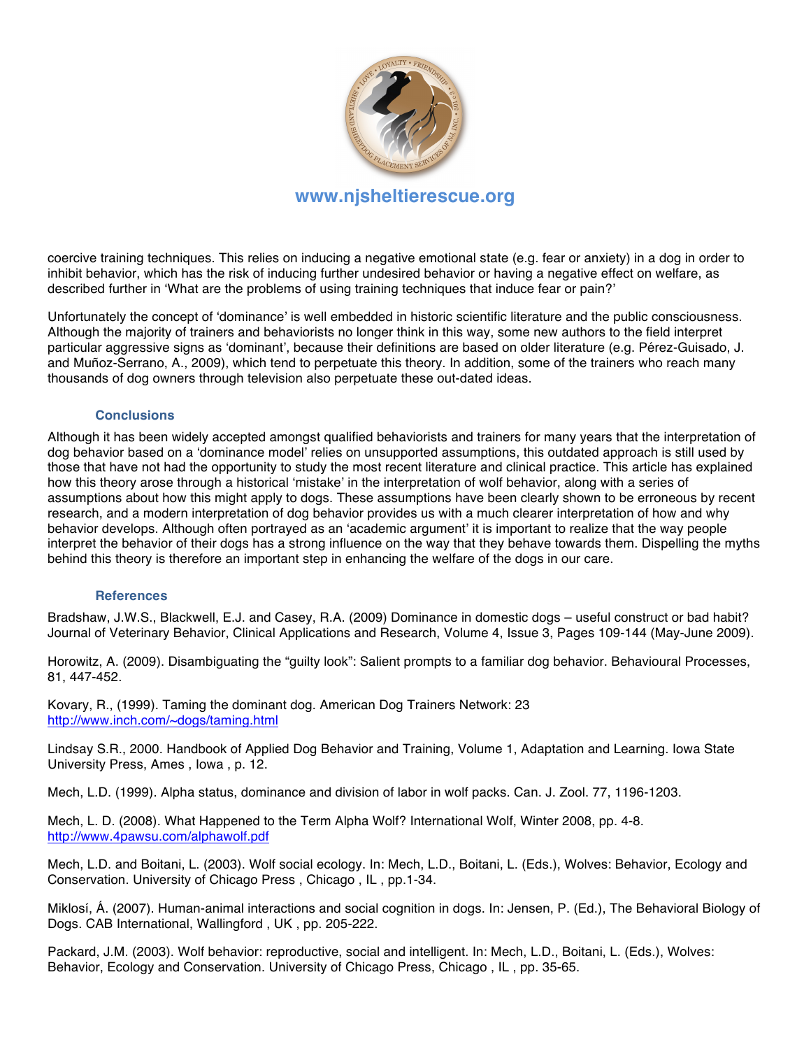coercive training techniques. This relies on inducing a negative emotional state (e.g. fear or anxiety) in a dog in order to inhibit behavior, which has the risk of inducing further undesired behavior or having a negative effect on welfare, as described further in 'What are the problems of using training techniques that induce fear or pain?'

Unfortunately the concept of 'dominance' is well embedded in historic scientific literature and the public consciousness. Although the majority of trainers and behaviorists no longer think in this way, some new authors to the field interpret particular aggressive signs as 'dominant', because their definitions are based on older literature (e.g. Pérez-Guisado, J. and Muñoz-Serrano, A., 2009), which tend to perpetuate this theory. In addition, some of the trainers who reach many thousands of dog owners through television also perpetuate these out-dated ideas.

### Conclusions

Although it has been widely accepted amongst qualified behaviorists and trainers for many years that the interpretation of dog behavior based on a 'dominance model' relies on unsupported assumptions, this outdated approach is still used by those that have not had the opportunity to study the most recent literature and clinical practice. This article has explained how this theory arose through a historical 'mistake' in the interpretation of wolf behavior, along with a series of assumptions about how this might apply to dogs. These assumptions have been clearly shown to be erroneous by recent research, and a modern interpretation of dog behavior provides us with a much clearer interpretation of how and why behavior develops. Although often portrayed as an 'academic argument' it is important to realize that the way people interpret the behavior of their dogs has a strong influence on the way that they behave towards them. Dispelling the myths behind this theory is therefore an important step in enhancing the welfare of the dogs in our care.

### References

Bradshaw, J.W.S., Blackwell, E.J. and Casey, R.A. (2009) Dominance in domestic dogs – useful construct or bad habit? Journal of Veterinary Behavior, Clinical Applications and Research, Volume 4, Issue 3, Pages 109-144 (May-June 2009).

Horowitz, A. (2009). Disambiguating the "guilty look": Salient prompts to a familiar dog behavior. Behavioural Processes, 81, 447-452.

Kovary, R., (1999). Taming the dominant dog. American Dog Trainers Network: 23 http://www.inch.com/~dogs/taming.html

Lindsay S.R., 2000. Handbook of Applied Dog Behavior and Training, Volume 1, Adaptation and Learning. Iowa State University Press, Ames , Iowa , p. 12.

Mech, L.D. (1999). Alpha status, dominance and division of labor in wolf packs. Can. J. Zool. 77, 1196-1203.

Mech, L. D. (2008). What Happened to the Term Alpha Wolf? International Wolf, Winter 2008, pp. 4-8. http://www.4pawsu.com/alphawolf.pdf

Mech, L.D. and Boitani, L. (2003). Wolf social ecology. In: Mech, L.D., Boitani, L. (Eds.), Wolves: Behavior, Ecology and Conservation. University of Chicago Press , Chicago , IL , pp.1-34.

Miklosí, Á. (2007). Human-animal interactions and social cognition in dogs. In: Jensen, P. (Ed.), The Behavioral Biology of Dogs. CAB International, Wallingford , UK , pp. 205-222.

Packard, J.M. (2003). Wolf behavior: reproductive, social and intelligent. In: Mech, L.D., Boitani, L. (Eds.), Wolves: Behavior, Ecology and Conservation. University of Chicago Press, Chicago , IL , pp. 35-65.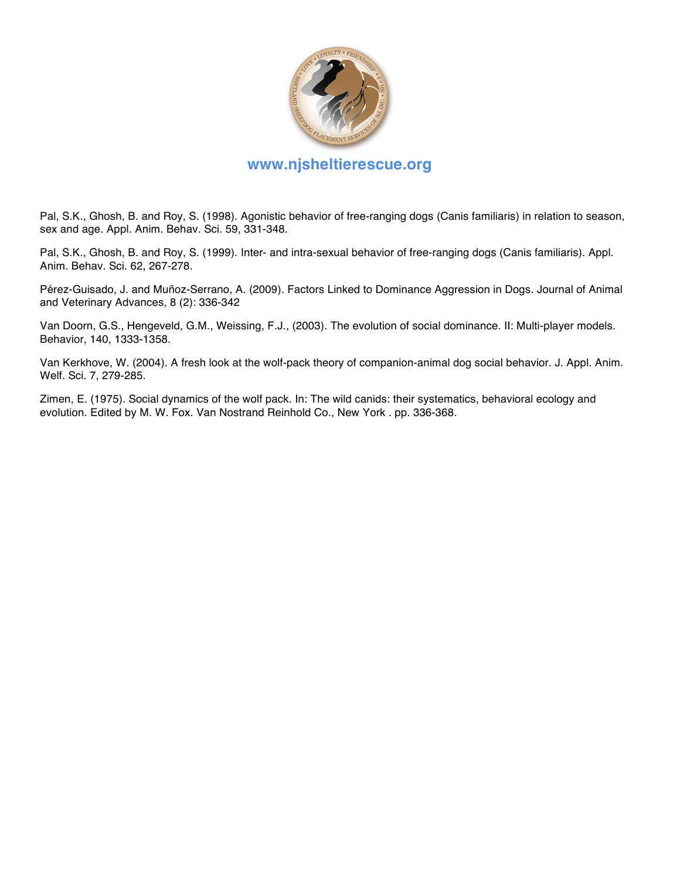www.njsheltierescue.org

Pal, S.K., Ghosh, B. and Roy, S. (1998). Agonistic behavior of free-ranging dogs (Canis familiaris) in relation to season, sex and age. Appl. Anim. Behav. Sci. 59, 331-348.

Pal, S.K., Ghosh, B. and Roy, S. (1999). Inter- and intra-sexual behavior of free-ranging dogs (Canis familiaris). Appl. Anim. Behav. Sci. 62, 267-278.

Pérez-Guisado, J. and Muñoz-Serrano, A. (2009). Factors Linked to Dominance Aggression in Dogs. Journal of Animal and Veterinary Advances, 8 (2): 336-342

Van Doorn, G.S., Hengeveld, G.M., Weissing, F.J., (2003). The evolution of social dominance. II: Multi-player models. Behavior, 140, 1333-1358.

Van Kerkhove, W. (2004). A fresh look at the wolf-pack theory of companion-animal dog social behavior. J. Appl. Anim. Welf. Sci. 7, 279-285.

Zimen, E. (1975). Social dynamics of the wolf pack. In: The wild canids: their systematics, behavioral ecology and evolution. Edited by M. W. Fox. Van Nostrand Reinhold Co., New York . pp. 336-368.